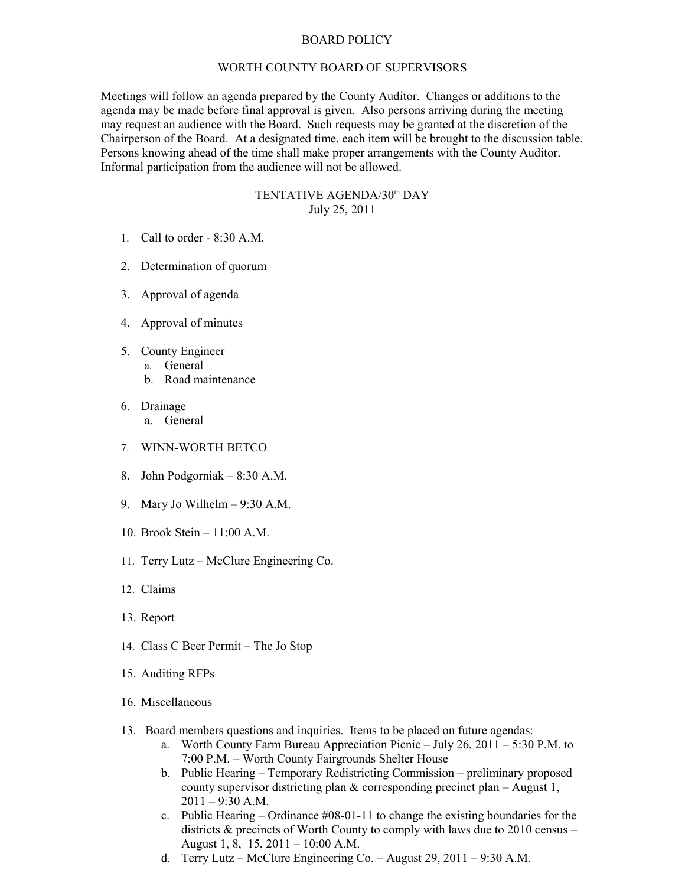# BOARD POLICY

## WORTH COUNTY BOARD OF SUPERVISORS

Meetings will follow an agenda prepared by the County Auditor. Changes or additions to the agenda may be made before final approval is given. Also persons arriving during the meeting may request an audience with the Board. Such requests may be granted at the discretion of the Chairperson of the Board. At a designated time, each item will be brought to the discussion table. Persons knowing ahead of the time shall make proper arrangements with the County Auditor. Informal participation from the audience will not be allowed.

## TENTATIVE AGENDA/30th DAY
July 25, 2011

1. Call to order - 8:30 A.M.
2. Determination of quorum
3. Approval of agenda
4. Approval of minutes
5. County Engineer
    a. General
    b. Road maintenance
6. Drainage
    a. General
7. WINN-WORTH BETCO
8. John Podgorniak – 8:30 A.M.
9. Mary Jo Wilhelm – 9:30 A.M.
10. Brook Stein – 11:00 A.M.
11. Terry Lutz – McClure Engineering Co.
12. Claims
13. Report
14. Class C Beer Permit – The Jo Stop
15. Auditing RFPs
16. Miscellaneous

13\. Board members questions and inquiries. Items to be placed on future agendas:

a. Worth County Farm Bureau Appreciation Picnic – July 26, 2011 – 5:30 P.M. to 7:00 P.M. – Worth County Fairgrounds Shelter House

b. Public Hearing – Temporary Redistricting Commission – preliminary proposed county supervisor districting plan & corresponding precinct plan – August 1, 2011 – 9:30 A.M.

c. Public Hearing – Ordinance #08-01-11 to change the existing boundaries for the districts & precincts of Worth County to comply with laws due to 2010 census – August 1, 8, 15, 2011 – 10:00 A.M.

d. Terry Lutz – McClure Engineering Co. – August 29, 2011 – 9:30 A.M.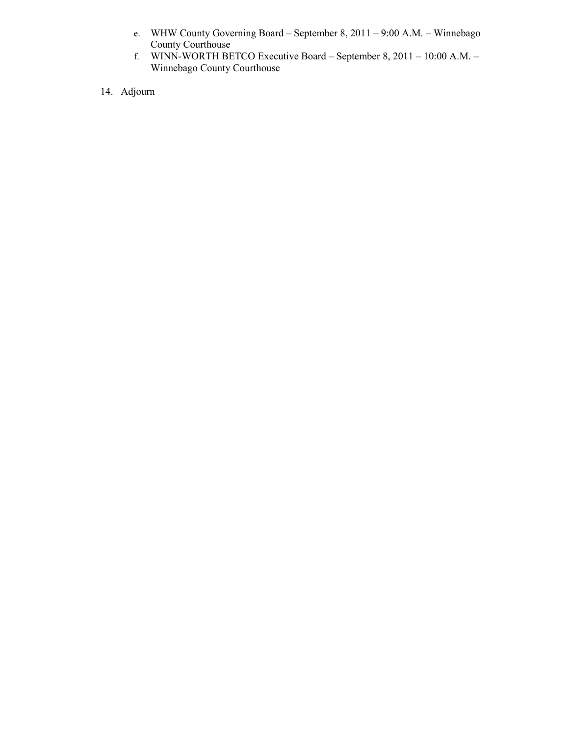e. WHW County Governing Board – September 8, 2011 – 9:00 A.M. – Winnebago County Courthouse
f. WINN-WORTH BETCO Executive Board – September 8, 2011 – 10:00 A.M. – Winnebago County Courthouse

14. Adjourn